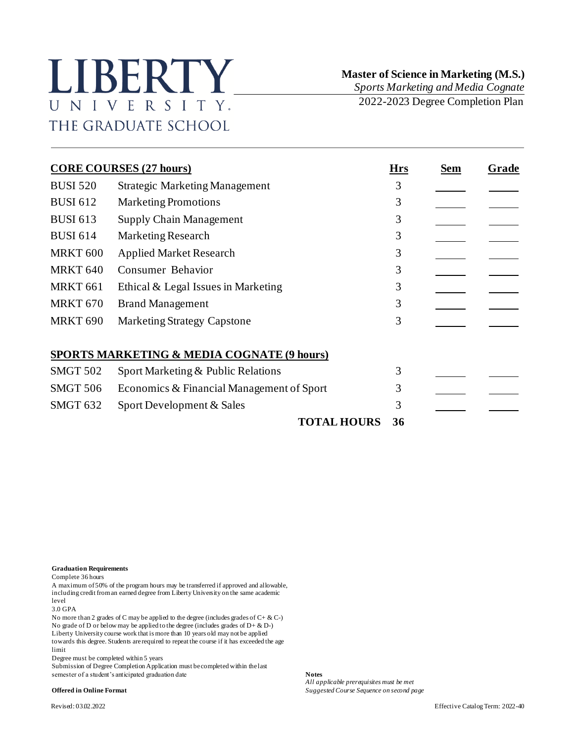# LIBERTY UNIVERSITY.
## THE GRADUATE SCHOOL

**Master of Science in Marketing (M.S.)**
*Sports Marketing and Media Cognate*
2022-2023 Degree Completion Plan

| **CORE COURSES (27 hours)** | | **Hrs** | **Sem** | **Grade** |
|---|---|---|---|---|
| BUSI 520 | Strategic Marketing Management | 3 | | |
| BUSI 612 | Marketing Promotions | 3 | | |
| BUSI 613 | Supply Chain Management | 3 | | |
| BUSI 614 | Marketing Research | 3 | | |
| MRKT 600 | Applied Market Research | 3 | | |
| MRKT 640 | Consumer Behavior | 3 | | |
| MRKT 661 | Ethical & Legal Issues in Marketing | 3 | | |
| MRKT 670 | Brand Management | 3 | | |
| MRKT 690 | Marketing Strategy Capstone | 3 | | |
| **SPORTS MARKETING & MEDIA COGNATE (9 hours)** | | | | |
| SMGT 502 | Sport Marketing & Public Relations | 3 | | |
| SMGT 506 | Economics & Financial Management of Sport | 3 | | |
| SMGT 632 | Sport Development & Sales | 3 | | |
| | **TOTAL HOURS** | **36** | | |

**Graduation Requirements**
Complete 36 hours
A maximum of 50% of the program hours may be transferred if approved and allowable, including credit from an earned degree from Liberty University on the same academic level
3.0 GPA
No more than 2 grades of C may be applied to the degree (includes grades of C+ & C-)
No grade of D or below may be applied to the degree (includes grades of D+ & D-)
Liberty University course work that is more than 10 years old may not be applied towards this degree. Students are required to repeat the course if it has exceeded the age limit
Degree must be completed within 5 years
Submission of Degree Completion Application must be completed within the last semester of a student's anticipated graduation date

**Offered in Online Format**

**Notes**
*All applicable prerequisites must be met*
*Suggested Course Sequence on second page*

Revised: 03.02.2022

Effective Catalog Term: 2022-40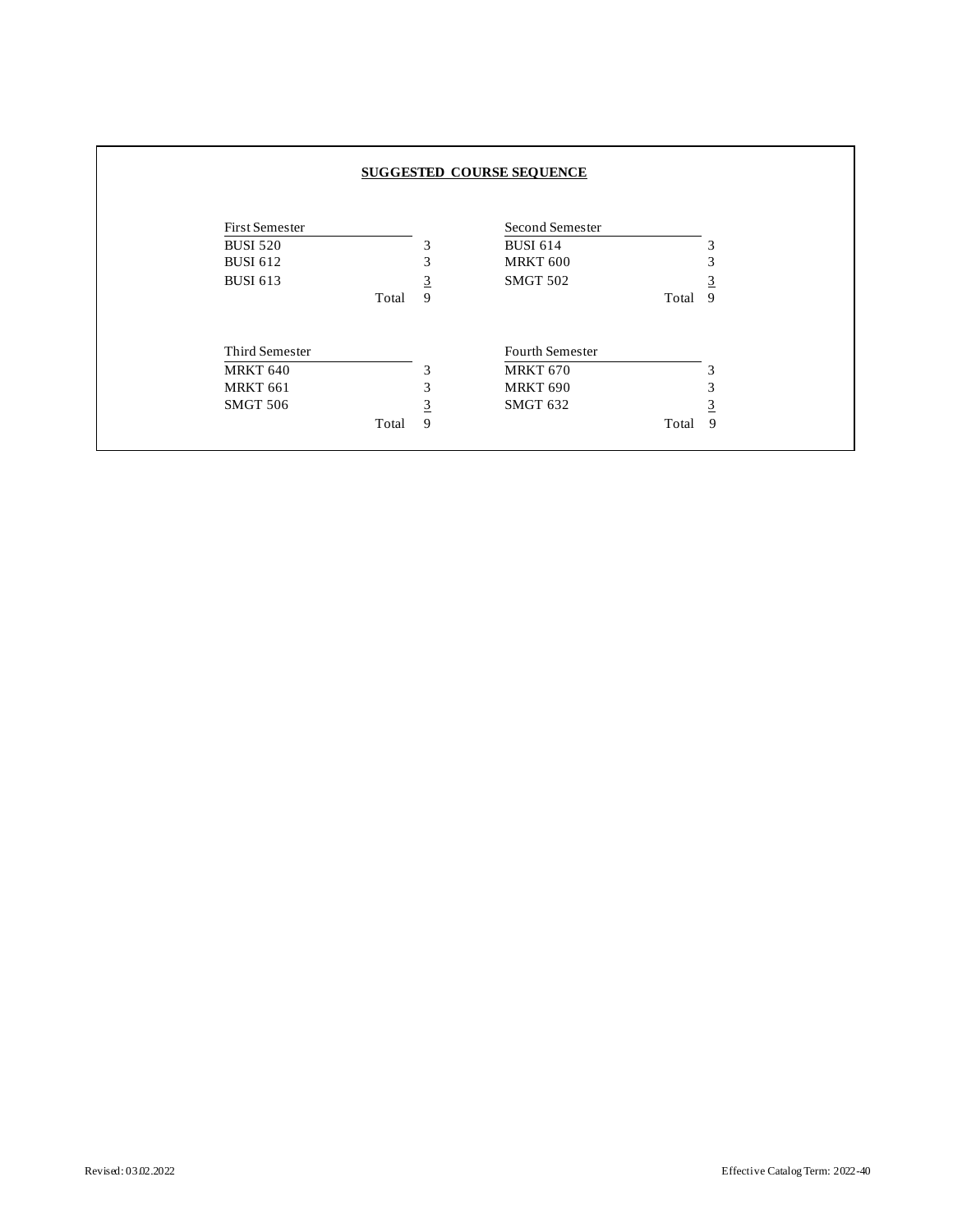**SUGGESTED COURSE SEQUENCE**

| First Semester | | Second Semester | |
|---|---|---|---|
| BUSI 520 | 3 | BUSI 614 | 3 |
| BUSI 612 | 3 | MRKT 600 | 3 |
| BUSI 613 | 3 | SMGT 502 | 3 |
| Total | 9 | Total | 9 |

| Third Semester | | Fourth Semester | |
|---|---|---|---|
| MRKT 640 | 3 | MRKT 670 | 3 |
| MRKT 661 | 3 | MRKT 690 | 3 |
| SMGT 506 | 3 | SMGT 632 | 3 |
| Total | 9 | Total | 9 |

Revised: 03.02.2022

Effective Catalog Term: 2022-40